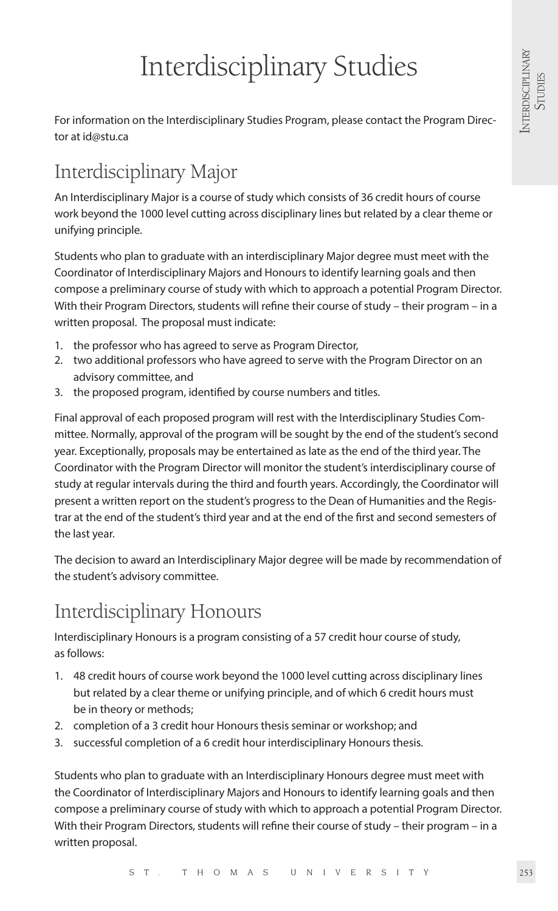# Interdisciplinary Studies

For information on the Interdisciplinary Studies Program, please contact the Program Director at id@stu.ca

## Interdisciplinary Major

An Interdisciplinary Major is a course of study which consists of 36 credit hours of course work beyond the 1000 level cutting across disciplinary lines but related by a clear theme or unifying principle.

Students who plan to graduate with an interdisciplinary Major degree must meet with the Coordinator of Interdisciplinary Majors and Honours to identify learning goals and then compose a preliminary course of study with which to approach a potential Program Director. With their Program Directors, students will refine their course of study – their program – in a written proposal. The proposal must indicate:

1. the professor who has agreed to serve as Program Director,
2. two additional professors who have agreed to serve with the Program Director on an advisory committee, and
3. the proposed program, identified by course numbers and titles.

Final approval of each proposed program will rest with the Interdisciplinary Studies Committee. Normally, approval of the program will be sought by the end of the student's second year. Exceptionally, proposals may be entertained as late as the end of the third year. The Coordinator with the Program Director will monitor the student's interdisciplinary course of study at regular intervals during the third and fourth years. Accordingly, the Coordinator will present a written report on the student's progress to the Dean of Humanities and the Registrar at the end of the student's third year and at the end of the first and second semesters of the last year.

The decision to award an Interdisciplinary Major degree will be made by recommendation of the student's advisory committee.

## Interdisciplinary Honours

Interdisciplinary Honours is a program consisting of a 57 credit hour course of study, as follows:

1. 48 credit hours of course work beyond the 1000 level cutting across disciplinary lines but related by a clear theme or unifying principle, and of which 6 credit hours must be in theory or methods;
2. completion of a 3 credit hour Honours thesis seminar or workshop; and
3. successful completion of a 6 credit hour interdisciplinary Honours thesis.

Students who plan to graduate with an Interdisciplinary Honours degree must meet with the Coordinator of Interdisciplinary Majors and Honours to identify learning goals and then compose a preliminary course of study with which to approach a potential Program Director. With their Program Directors, students will refine their course of study – their program – in a written proposal.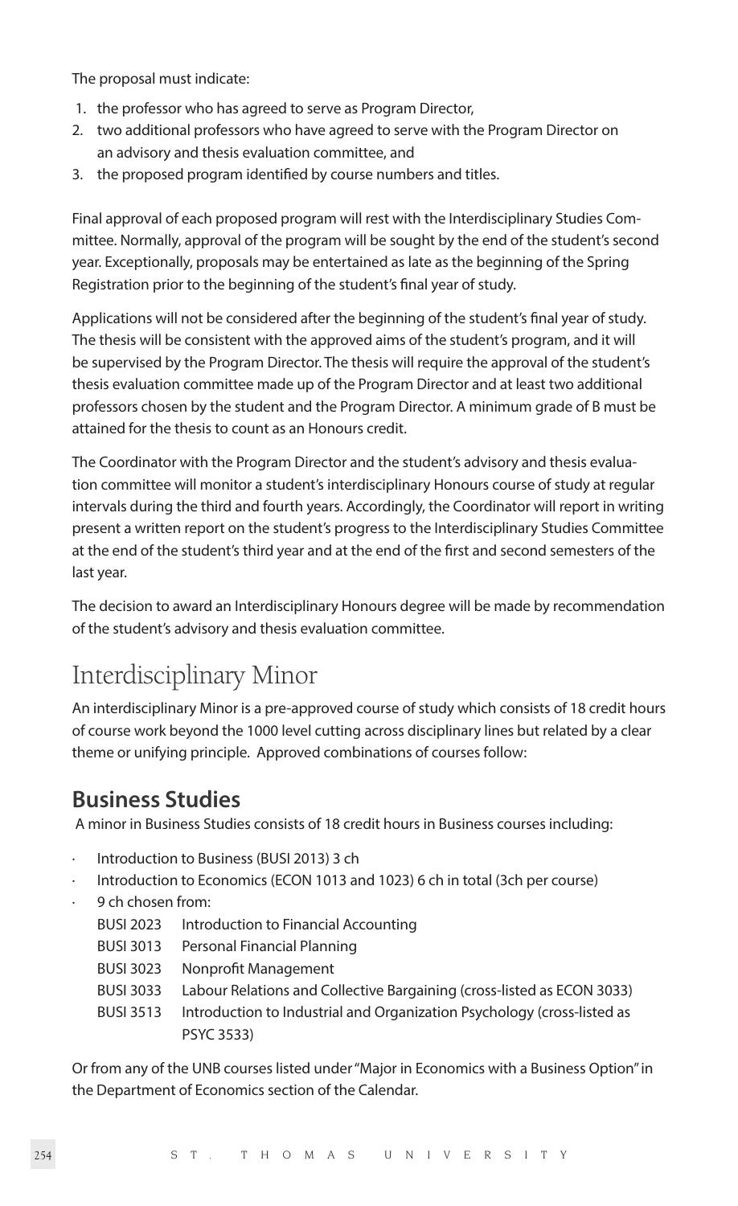The proposal must indicate:

1. the professor who has agreed to serve as Program Director,
2. two additional professors who have agreed to serve with the Program Director on an advisory and thesis evaluation committee, and
3. the proposed program identified by course numbers and titles.

Final approval of each proposed program will rest with the Interdisciplinary Studies Committee. Normally, approval of the program will be sought by the end of the student's second year. Exceptionally, proposals may be entertained as late as the beginning of the Spring Registration prior to the beginning of the student's final year of study.

Applications will not be considered after the beginning of the student's final year of study. The thesis will be consistent with the approved aims of the student's program, and it will be supervised by the Program Director. The thesis will require the approval of the student's thesis evaluation committee made up of the Program Director and at least two additional professors chosen by the student and the Program Director. A minimum grade of B must be attained for the thesis to count as an Honours credit.

The Coordinator with the Program Director and the student's advisory and thesis evaluation committee will monitor a student's interdisciplinary Honours course of study at regular intervals during the third and fourth years. Accordingly, the Coordinator will report in writing present a written report on the student's progress to the Interdisciplinary Studies Committee at the end of the student's third year and at the end of the first and second semesters of the last year.

The decision to award an Interdisciplinary Honours degree will be made by recommendation of the student's advisory and thesis evaluation committee.

# Interdisciplinary Minor

An interdisciplinary Minor is a pre-approved course of study which consists of 18 credit hours of course work beyond the 1000 level cutting across disciplinary lines but related by a clear theme or unifying principle. Approved combinations of courses follow:

## Business Studies

A minor in Business Studies consists of 18 credit hours in Business courses including:

- Introduction to Business (BUSI 2013) 3 ch
- Introduction to Economics (ECON 1013 and 1023) 6 ch in total (3ch per course)
- 9 ch chosen from:
  - BUSI 2023 Introduction to Financial Accounting
  - BUSI 3013 Personal Financial Planning
  - BUSI 3023 Nonprofit Management
  - BUSI 3033 Labour Relations and Collective Bargaining (cross-listed as ECON 3033)
  - BUSI 3513 Introduction to Industrial and Organization Psychology (cross-listed as PSYC 3533)

Or from any of the UNB courses listed under "Major in Economics with a Business Option" in the Department of Economics section of the Calendar.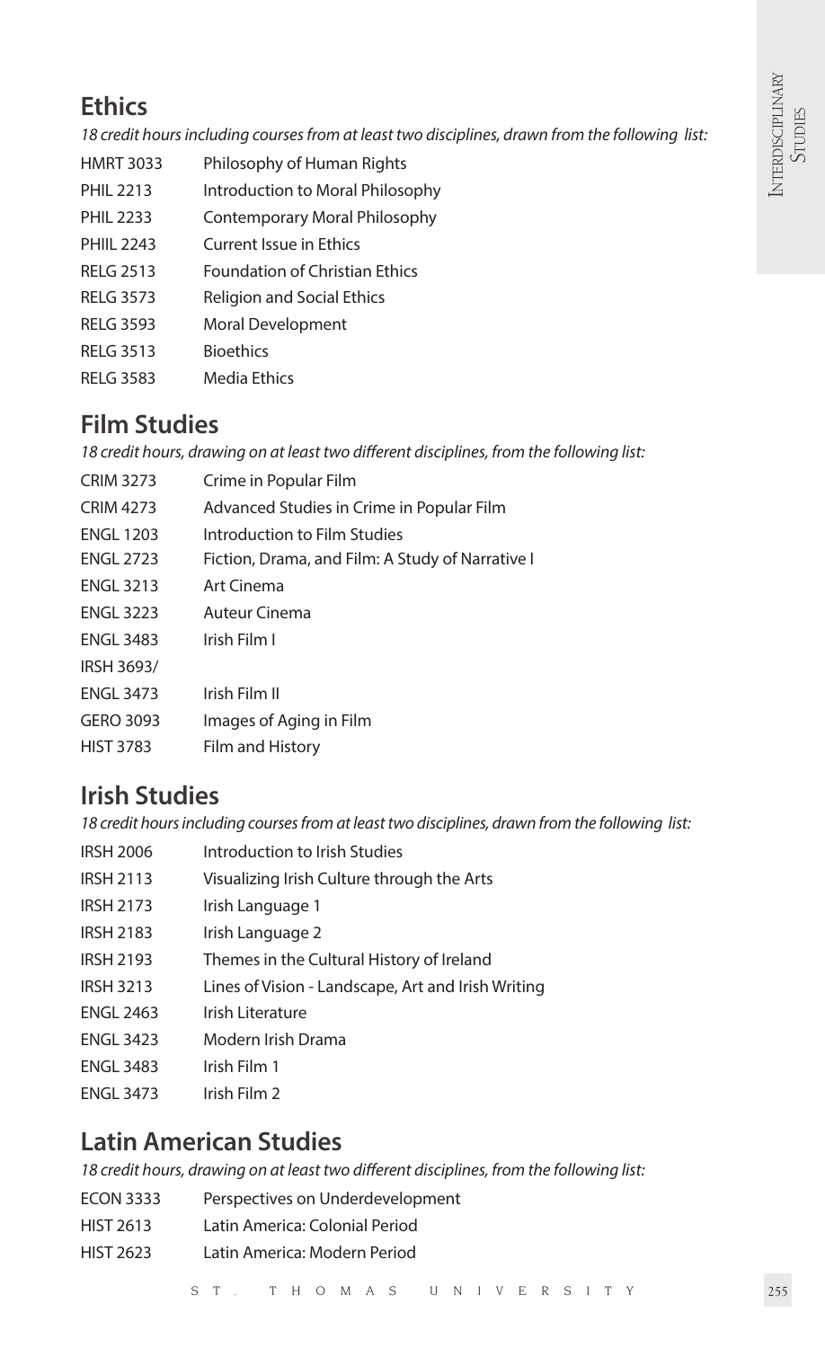## Ethics

*18 credit hours including courses from at least two disciplines, drawn from the following list:*

| | |
|---|---|
| HMRT 3033 | Philosophy of Human Rights |
| PHIL 2213 | Introduction to Moral Philosophy |
| PHIL 2233 | Contemporary Moral Philosophy |
| PHIIL 2243 | Current Issue in Ethics |
| RELG 2513 | Foundation of Christian Ethics |
| RELG 3573 | Religion and Social Ethics |
| RELG 3593 | Moral Development |
| RELG 3513 | Bioethics |
| RELG 3583 | Media Ethics |

## Film Studies

*18 credit hours, drawing on at least two different disciplines, from the following list:*

| | |
|---|---|
| CRIM 3273 | Crime in Popular Film |
| CRIM 4273 | Advanced Studies in Crime in Popular Film |
| ENGL 1203 | Introduction to Film Studies |
| ENGL 2723 | Fiction, Drama, and Film: A Study of Narrative I |
| ENGL 3213 | Art Cinema |
| ENGL 3223 | Auteur Cinema |
| ENGL 3483 | Irish Film I |
| IRSH 3693/ ENGL 3473 | Irish Film II |
| GERO 3093 | Images of Aging in Film |
| HIST 3783 | Film and History |

## Irish Studies

*18 credit hours including courses from at least two disciplines, drawn from the following list:*

| | |
|---|---|
| IRSH 2006 | Introduction to Irish Studies |
| IRSH 2113 | Visualizing Irish Culture through the Arts |
| IRSH 2173 | Irish Language 1 |
| IRSH 2183 | Irish Language 2 |
| IRSH 2193 | Themes in the Cultural History of Ireland |
| IRSH 3213 | Lines of Vision - Landscape, Art and Irish Writing |
| ENGL 2463 | Irish Literature |
| ENGL 3423 | Modern Irish Drama |
| ENGL 3483 | Irish Film 1 |
| ENGL 3473 | Irish Film 2 |

## Latin American Studies

*18 credit hours, drawing on at least two different disciplines, from the following list:*

| | |
|---|---|
| ECON 3333 | Perspectives on Underdevelopment |
| HIST 2613 | Latin America: Colonial Period |
| HIST 2623 | Latin America: Modern Period |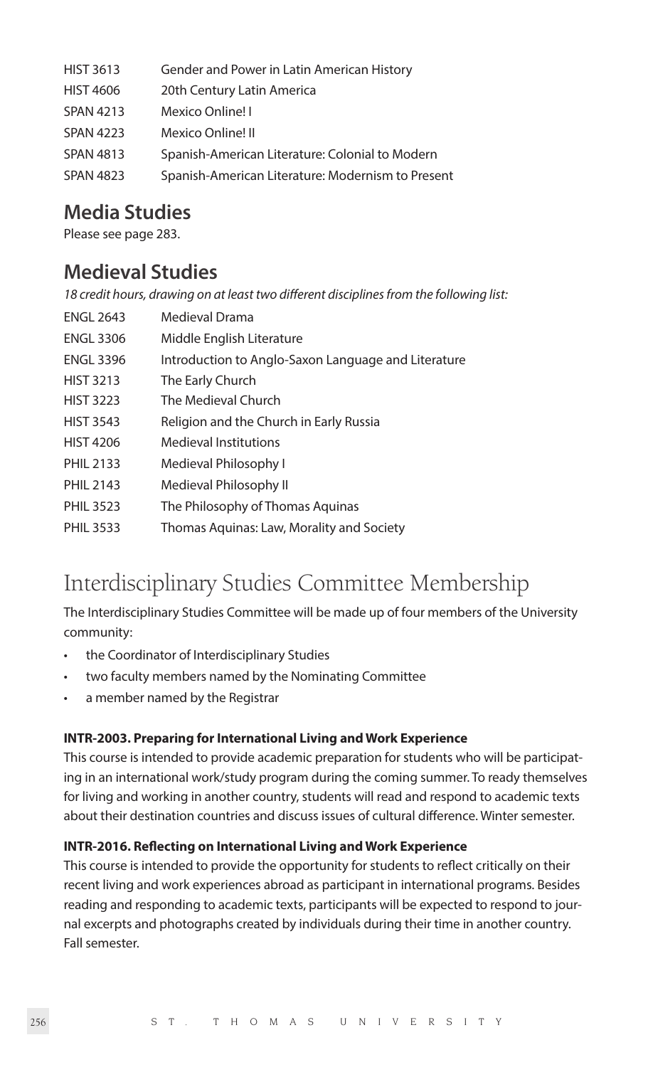| | |
|---|---|
| HIST 3613 | Gender and Power in Latin American History |
| HIST 4606 | 20th Century Latin America |
| SPAN 4213 | Mexico Online! I |
| SPAN 4223 | Mexico Online! II |
| SPAN 4813 | Spanish-American Literature: Colonial to Modern |
| SPAN 4823 | Spanish-American Literature: Modernism to Present |

## Media Studies

Please see page 283.

## Medieval Studies

*18 credit hours, drawing on at least two different disciplines from the following list:*

| | |
|---|---|
| ENGL 2643 | Medieval Drama |
| ENGL 3306 | Middle English Literature |
| ENGL 3396 | Introduction to Anglo-Saxon Language and Literature |
| HIST 3213 | The Early Church |
| HIST 3223 | The Medieval Church |
| HIST 3543 | Religion and the Church in Early Russia |
| HIST 4206 | Medieval Institutions |
| PHIL 2133 | Medieval Philosophy I |
| PHIL 2143 | Medieval Philosophy II |
| PHIL 3523 | The Philosophy of Thomas Aquinas |
| PHIL 3533 | Thomas Aquinas: Law, Morality and Society |

# Interdisciplinary Studies Committee Membership

The Interdisciplinary Studies Committee will be made up of four members of the University community:

- the Coordinator of Interdisciplinary Studies
- two faculty members named by the Nominating Committee
- a member named by the Registrar

**INTR-2003. Preparing for International Living and Work Experience**

This course is intended to provide academic preparation for students who will be participating in an international work/study program during the coming summer. To ready themselves for living and working in another country, students will read and respond to academic texts about their destination countries and discuss issues of cultural difference. Winter semester.

**INTR-2016. Reflecting on International Living and Work Experience**

This course is intended to provide the opportunity for students to reflect critically on their recent living and work experiences abroad as participant in international programs. Besides reading and responding to academic texts, participants will be expected to respond to journal excerpts and photographs created by individuals during their time in another country. Fall semester.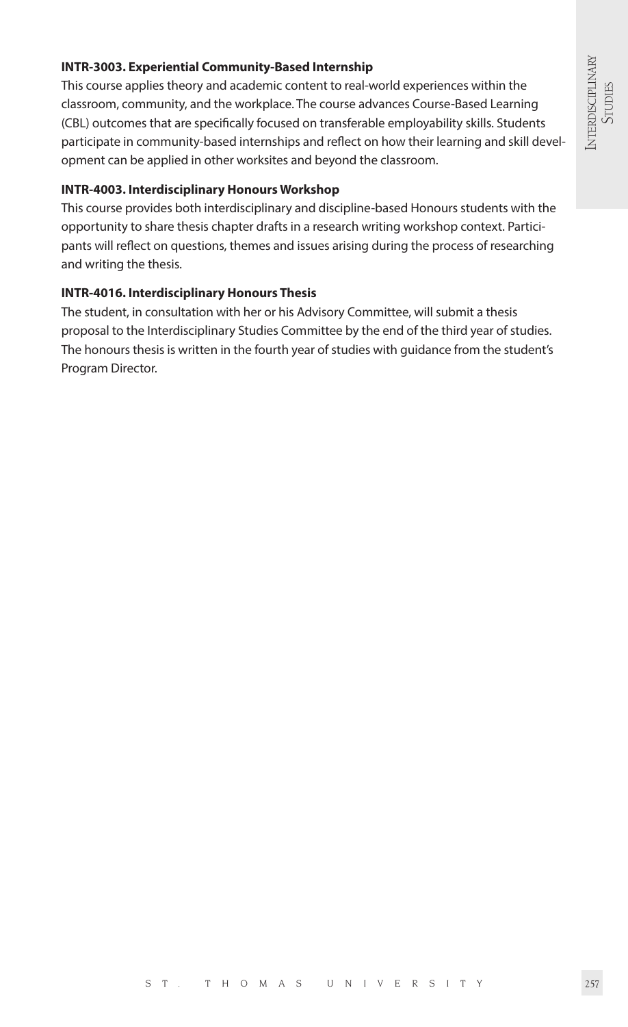**INTR-3003. Experiential Community-Based Internship**

This course applies theory and academic content to real-world experiences within the classroom, community, and the workplace. The course advances Course-Based Learning (CBL) outcomes that are specifically focused on transferable employability skills. Students participate in community-based internships and reflect on how their learning and skill development can be applied in other worksites and beyond the classroom.

**INTR-4003. Interdisciplinary Honours Workshop**

This course provides both interdisciplinary and discipline-based Honours students with the opportunity to share thesis chapter drafts in a research writing workshop context. Participants will reflect on questions, themes and issues arising during the process of researching and writing the thesis.

**INTR-4016. Interdisciplinary Honours Thesis**

The student, in consultation with her or his Advisory Committee, will submit a thesis proposal to the Interdisciplinary Studies Committee by the end of the third year of studies. The honours thesis is written in the fourth year of studies with guidance from the student's Program Director.